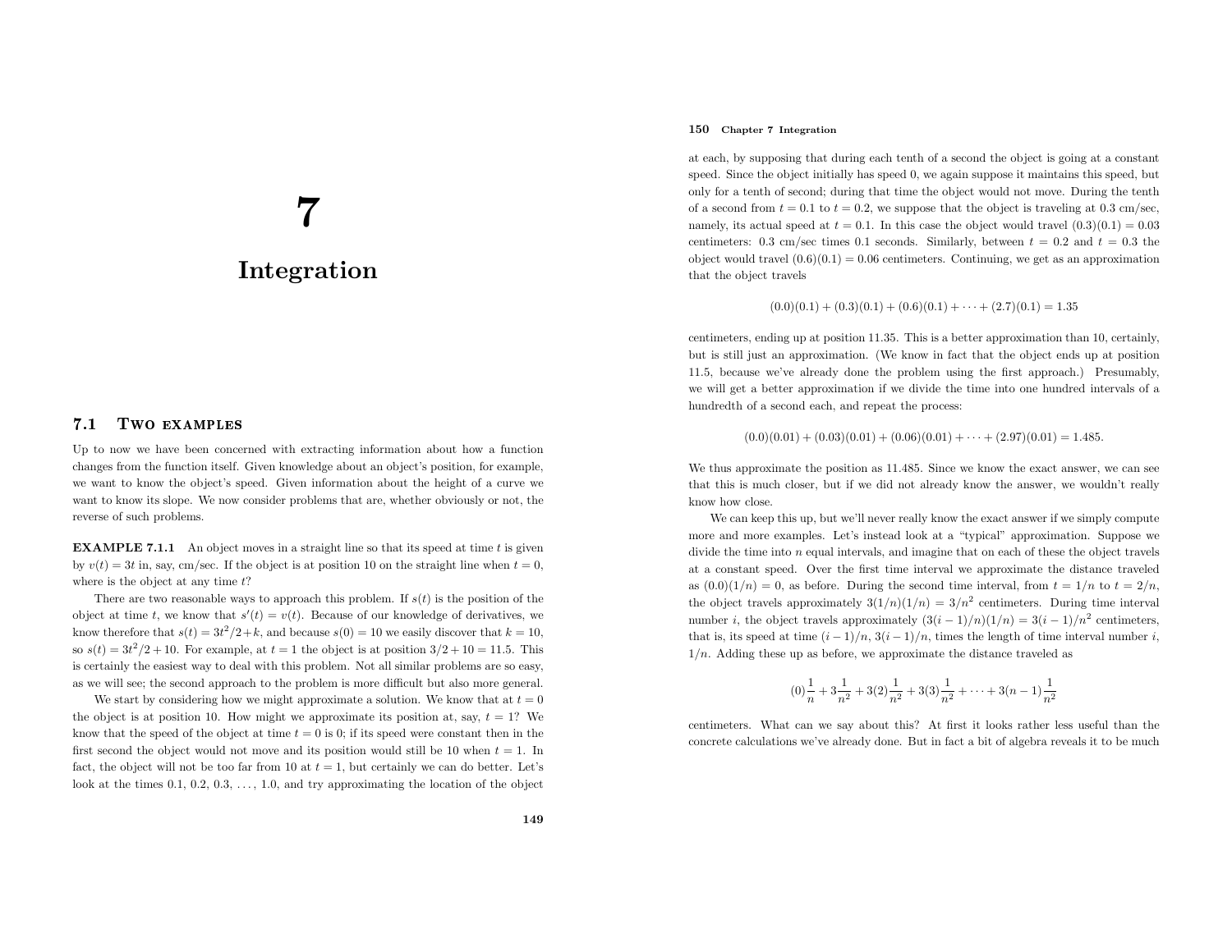# 7

# Integration

## 7.1 Two examples

Up to now we have been concerned with extracting information about how a function changes from the function itself. Given knowledge about an object's position, for example, we want to know the object's speed. Given information about the height of a curve we want to know its slope. We now consider problems that are, whether obviously or not, the reverse of such problems.

**EXAMPLE 7.1.1** An object moves in a straight line so that its speed at time $t$ is given by $v(t) = 3t$ in, say, cm/sec. If the object is at position 10 on the straight line when $t = 0$, where is the object at any time $t$?

There are two reasonable ways to approach this problem. If $s(t)$ is the position of the object at time $t$, we know that $s'(t) = v(t)$. Because of our knowledge of derivatives, we know therefore that $s(t) = 3t^2/2 + k$, and because $s(0) = 10$ we easily discover that $k = 10$, so $s(t) = 3t^2/2 + 10$. For example, at $t = 1$ the object is at position $3/2 + 10 = 11.5$. This is certainly the easiest way to deal with this problem. Not all similar problems are so easy, as we will see; the second approach to the problem is more difficult but also more general.

We start by considering how we might approximate a solution. We know that at $t = 0$ the object is at position 10. How might we approximate its position at, say, $t = 1$? We know that the speed of the object at time $t = 0$ is 0; if its speed were constant then in the first second the object would not move and its position would still be 10 when $t = 1$. In fact, the object will not be too far from 10 at $t = 1$, but certainly we can do better. Let's look at the times 0.1, 0.2, 0.3, …, 1.0, and try approximating the location of the object at each, by supposing that during each tenth of a second the object is going at a constant speed. Since the object initially has speed 0, we again suppose it maintains this speed, but only for a tenth of second; during that time the object would not move. During the tenth of a second from $t = 0.1$ to $t = 0.2$, we suppose that the object is traveling at 0.3 cm/sec, namely, its actual speed at $t = 0.1$. In this case the object would travel $(0.3)(0.1) = 0.03$ centimeters: 0.3 cm/sec times 0.1 seconds. Similarly, between $t = 0.2$ and $t = 0.3$ the object would travel $(0.6)(0.1) = 0.06$ centimeters. Continuing, we get as an approximation that the object travels

$$(0.0)(0.1) + (0.3)(0.1) + (0.6)(0.1) + \cdots + (2.7)(0.1) = 1.35$$

centimeters, ending up at position 11.35. This is a better approximation than 10, certainly, but is still just an approximation. (We know in fact that the object ends up at position 11.5, because we've already done the problem using the first approach.) Presumably, we will get a better approximation if we divide the time into one hundred intervals of a hundredth of a second each, and repeat the process:

$$(0.0)(0.01) + (0.03)(0.01) + (0.06)(0.01) + \cdots + (2.97)(0.01) = 1.485.$$

We thus approximate the position as 11.485. Since we know the exact answer, we can see that this is much closer, but if we did not already know the answer, we wouldn't really know how close.

We can keep this up, but we'll never really know the exact answer if we simply compute more and more examples. Let's instead look at a "typical" approximation. Suppose we divide the time into $n$ equal intervals, and imagine that on each of these the object travels at a constant speed. Over the first time interval we approximate the distance traveled as $(0.0)(1/n) = 0$, as before. During the second time interval, from $t = 1/n$ to $t = 2/n$, the object travels approximately $3(1/n)(1/n) = 3/n^2$ centimeters. During time interval number $i$, the object travels approximately $(3(i-1)/n)(1/n) = 3(i-1)/n^2$ centimeters, that is, its speed at time $(i-1)/n$, $3(i-1)/n$, times the length of time interval number $i$, $1/n$. Adding these up as before, we approximate the distance traveled as

$$(0)\frac{1}{n} + 3\frac{1}{n^2} + 3(2)\frac{1}{n^2} + 3(3)\frac{1}{n^2} + \cdots + 3(n-1)\frac{1}{n^2}$$

centimeters. What can we say about this? At first it looks rather less useful than the concrete calculations we've already done. But in fact a bit of algebra reveals it to be much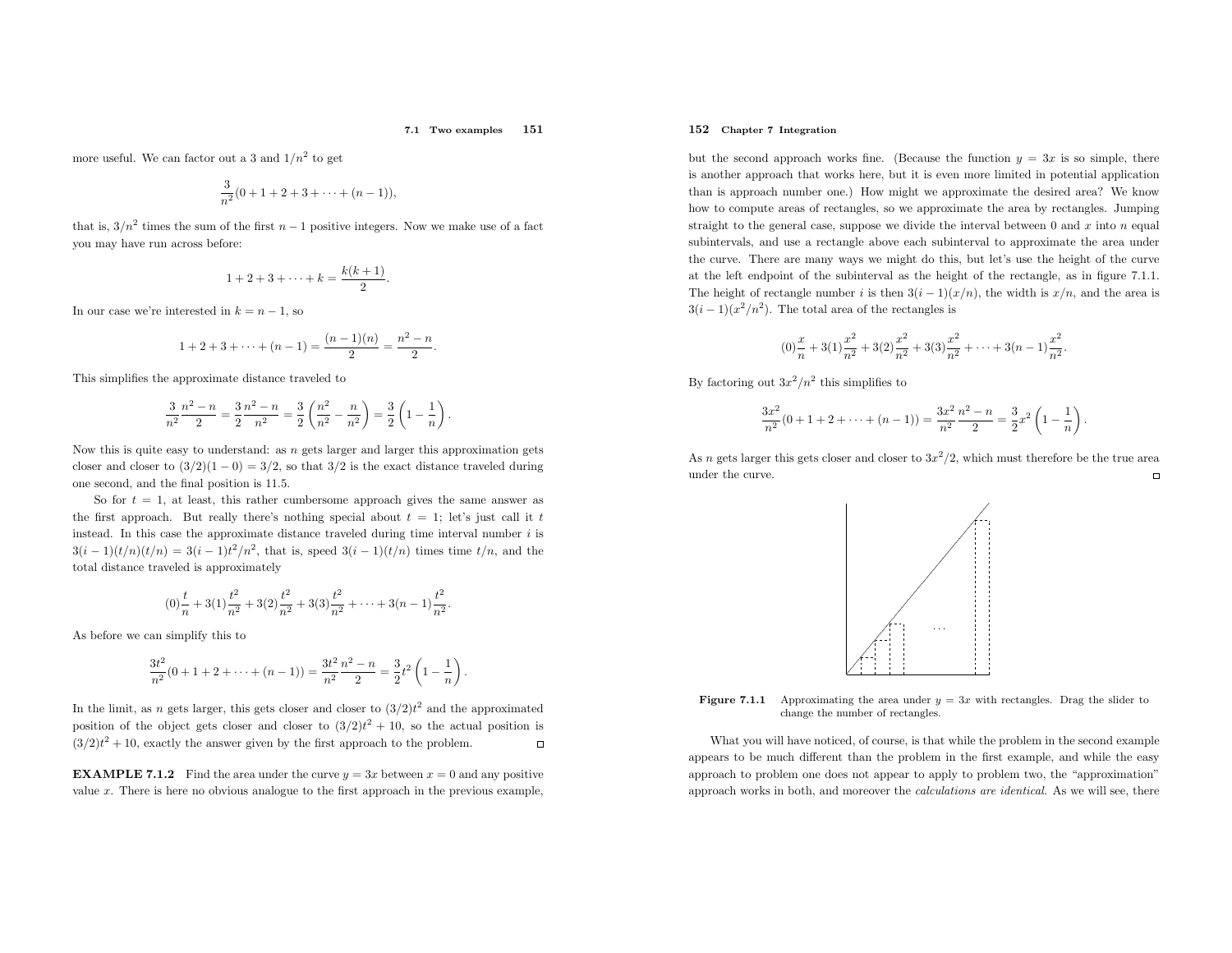more useful. We can factor out a 3 and $1/n^2$ to get

$$\frac{3}{n^2}(0 + 1 + 2 + 3 + \cdots + (n-1)),$$

that is, $3/n^2$ times the sum of the first $n-1$ positive integers. Now we make use of a fact you may have run across before:

$$1 + 2 + 3 + \cdots + k = \frac{k(k+1)}{2}.$$

In our case we're interested in $k = n-1$, so

$$1 + 2 + 3 + \cdots + (n-1) = \frac{(n-1)(n)}{2} = \frac{n^2 - n}{2}.$$

This simplifies the approximate distance traveled to

$$\frac{3}{n^2}\frac{n^2 - n}{2} = \frac{3}{2}\frac{n^2 - n}{n^2} = \frac{3}{2}\left(\frac{n^2}{n^2} - \frac{n}{n^2}\right) = \frac{3}{2}\left(1 - \frac{1}{n}\right).$$

Now this is quite easy to understand: as $n$ gets larger and larger this approximation gets closer and closer to $(3/2)(1-0) = 3/2$, so that $3/2$ is the exact distance traveled during one second, and the final position is 11.5.

So for $t = 1$, at least, this rather cumbersome approach gives the same answer as the first approach. But really there's nothing special about $t = 1$; let's just call it $t$ instead. In this case the approximate distance traveled during time interval number $i$ is $3(i-1)(t/n)(t/n) = 3(i-1)t^2/n^2$, that is, speed $3(i-1)(t/n)$ times time $t/n$, and the total distance traveled is approximately

$$(0)\frac{t}{n} + 3(1)\frac{t^2}{n^2} + 3(2)\frac{t^2}{n^2} + 3(3)\frac{t^2}{n^2} + \cdots + 3(n-1)\frac{t^2}{n^2}.$$

As before we can simplify this to

$$\frac{3t^2}{n^2}(0 + 1 + 2 + \cdots + (n-1)) = \frac{3t^2}{n^2}\frac{n^2 - n}{2} = \frac{3}{2}t^2\left(1 - \frac{1}{n}\right).$$

In the limit, as $n$ gets larger, this gets closer and closer to $(3/2)t^2$ and the approximated position of the object gets closer and closer to $(3/2)t^2 + 10$, so the actual position is $(3/2)t^2 + 10$, exactly the answer given by the first approach to the problem. □

**EXAMPLE 7.1.2** Find the area under the curve $y = 3x$ between $x = 0$ and any positive value $x$. There is here no obvious analogue to the first approach in the previous example, but the second approach works fine. (Because the function $y = 3x$ is so simple, there is another approach that works here, but it is even more limited in potential application than is approach number one.) How might we approximate the desired area? We know how to compute areas of rectangles, so we approximate the area by rectangles. Jumping straight to the general case, suppose we divide the interval between 0 and $x$ into $n$ equal subintervals, and use a rectangle above each subinterval to approximate the area under the curve. There are many ways we might do this, but let's use the height of the curve at the left endpoint of the subinterval as the height of the rectangle, as in figure 7.1.1. The height of rectangle number $i$ is then $3(i-1)(x/n)$, the width is $x/n$, and the area is $3(i-1)(x^2/n^2)$. The total area of the rectangles is

$$(0)\frac{x}{n} + 3(1)\frac{x^2}{n^2} + 3(2)\frac{x^2}{n^2} + 3(3)\frac{x^2}{n^2} + \cdots + 3(n-1)\frac{x^2}{n^2}.$$

By factoring out $3x^2/n^2$ this simplifies to

$$\frac{3x^2}{n^2}(0 + 1 + 2 + \cdots + (n-1)) = \frac{3x^2}{n^2}\frac{n^2 - n}{2} = \frac{3}{2}x^2\left(1 - \frac{1}{n}\right).$$

As $n$ gets larger this gets closer and closer to $3x^2/2$, which must therefore be the true area under the curve. □

**Figure 7.1.1** Approximating the area under $y = 3x$ with rectangles. Drag the slider to change the number of rectangles.

What you will have noticed, of course, is that while the problem in the second example appears to be much different than the problem in the first example, and while the easy approach to problem one does not appear to apply to problem two, the "approximation" approach works in both, and moreover the *calculations are identical.* As we will see, there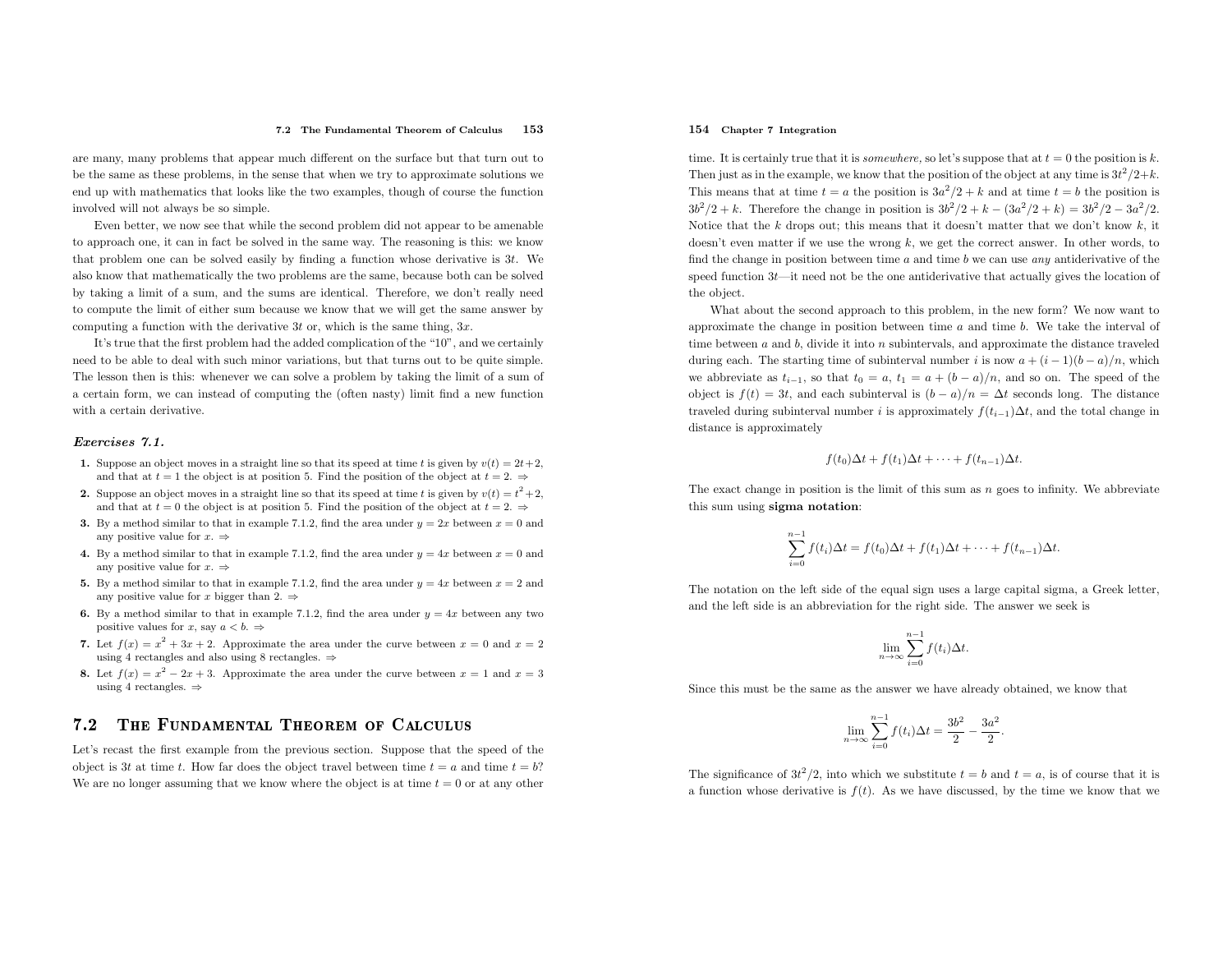are many, many problems that appear much different on the surface but that turn out to be the same as these problems, in the sense that when we try to approximate solutions we end up with mathematics that looks like the two examples, though of course the function involved will not always be so simple.

Even better, we now see that while the second problem did not appear to be amenable to approach one, it can in fact be solved in the same way. The reasoning is this: we know that problem one can be solved easily by finding a function whose derivative is $3t$. We also know that mathematically the two problems are the same, because both can be solved by taking a limit of a sum, and the sums are identical. Therefore, we don't really need to compute the limit of either sum because we know that we will get the same answer by computing a function with the derivative $3t$ or, which is the same thing, $3x$.

It's true that the first problem had the added complication of the "10", and we certainly need to be able to deal with such minor variations, but that turns out to be quite simple. The lesson then is this: whenever we can solve a problem by taking the limit of a sum of a certain form, we can instead of computing the (often nasty) limit find a new function with a certain derivative.

***Exercises 7.1.***

1. Suppose an object moves in a straight line so that its speed at time $t$ is given by $v(t) = 2t+2$, and that at $t = 1$ the object is at position 5. Find the position of the object at $t = 2$. ⇒
2. Suppose an object moves in a straight line so that its speed at time $t$ is given by $v(t) = t^2+2$, and that at $t = 0$ the object is at position 5. Find the position of the object at $t = 2$. ⇒
3. By a method similar to that in example 7.1.2, find the area under $y = 2x$ between $x = 0$ and any positive value for $x$. ⇒
4. By a method similar to that in example 7.1.2, find the area under $y = 4x$ between $x = 0$ and any positive value for $x$. ⇒
5. By a method similar to that in example 7.1.2, find the area under $y = 4x$ between $x = 2$ and any positive value for $x$ bigger than 2. ⇒
6. By a method similar to that in example 7.1.2, find the area under $y = 4x$ between any two positive values for $x$, say $a < b$. ⇒
7. Let $f(x) = x^2 + 3x + 2$. Approximate the area under the curve between $x = 0$ and $x = 2$ using 4 rectangles and also using 8 rectangles. ⇒
8. Let $f(x) = x^2 - 2x + 3$. Approximate the area under the curve between $x = 1$ and $x = 3$ using 4 rectangles. ⇒

## 7.2 The Fundamental Theorem of Calculus

Let's recast the first example from the previous section. Suppose that the speed of the object is $3t$ at time $t$. How far does the object travel between time $t = a$ and time $t = b$? We are no longer assuming that we know where the object is at time $t = 0$ or at any other time. It is certainly true that it is *somewhere*, so let's suppose that at $t = 0$ the position is $k$. Then just as in the example, we know that the position of the object at any time is $3t^2/2+k$. This means that at time $t = a$ the position is $3a^2/2 + k$ and at time $t = b$ the position is $3b^2/2 + k$. Therefore the change in position is $3b^2/2 + k - (3a^2/2 + k) = 3b^2/2 - 3a^2/2$. Notice that the $k$ drops out; this means that it doesn't matter that we don't know $k$, it doesn't even matter if we use the wrong $k$, we get the correct answer. In other words, to find the change in position between time $a$ and time $b$ we can use *any* antiderivative of the speed function $3t$—it need not be the one antiderivative that actually gives the location of the object.

What about the second approach to this problem, in the new form? We now want to approximate the change in position between time $a$ and time $b$. We take the interval of time between $a$ and $b$, divide it into $n$ subintervals, and approximate the distance traveled during each. The starting time of subinterval number $i$ is now $a + (i - 1)(b - a)/n$, which we abbreviate as $t_{i-1}$, so that $t_0 = a$, $t_1 = a + (b - a)/n$, and so on. The speed of the object is $f(t) = 3t$, and each subinterval is $(b - a)/n = \Delta t$ seconds long. The distance traveled during subinterval number $i$ is approximately $f(t_{i-1})\Delta t$, and the total change in distance is approximately

$$f(t_0)\Delta t + f(t_1)\Delta t + \cdots + f(t_{n-1})\Delta t.$$

The exact change in position is the limit of this sum as $n$ goes to infinity. We abbreviate this sum using **sigma notation**:

$$\sum_{i=0}^{n-1} f(t_i)\Delta t = f(t_0)\Delta t + f(t_1)\Delta t + \cdots + f(t_{n-1})\Delta t.$$

The notation on the left side of the equal sign uses a large capital sigma, a Greek letter, and the left side is an abbreviation for the right side. The answer we seek is

$$\lim_{n\to\infty} \sum_{i=0}^{n-1} f(t_i)\Delta t.$$

Since this must be the same as the answer we have already obtained, we know that

$$\lim_{n\to\infty} \sum_{i=0}^{n-1} f(t_i)\Delta t = \frac{3b^2}{2} - \frac{3a^2}{2}.$$

The significance of $3t^2/2$, into which we substitute $t = b$ and $t = a$, is of course that it is a function whose derivative is $f(t)$. As we have discussed, by the time we know that we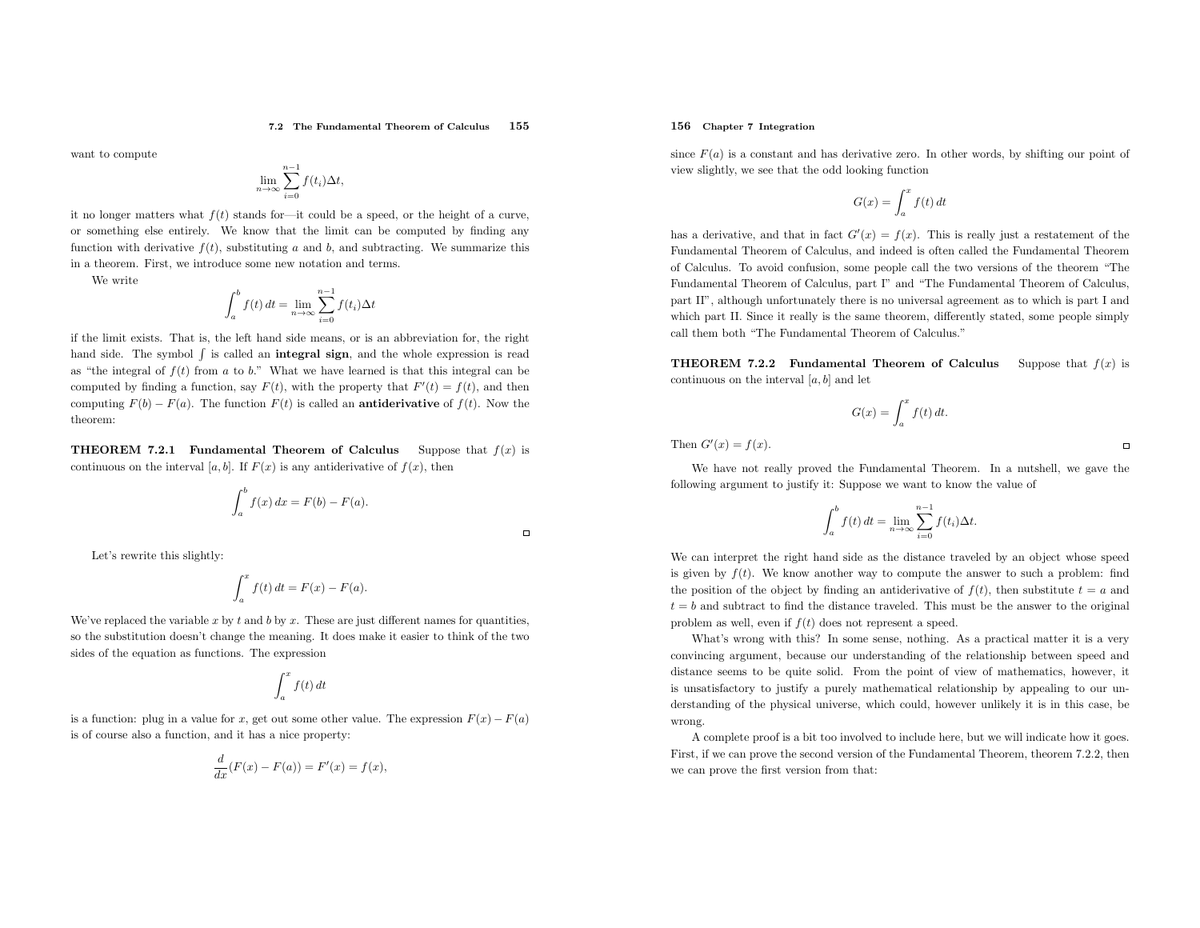want to compute

$$\lim_{n\to\infty}\sum_{i=0}^{n-1} f(t_i)\Delta t,$$

it no longer matters what $f(t)$ stands for—it could be a speed, or the height of a curve, or something else entirely. We know that the limit can be computed by finding any function with derivative $f(t)$, substituting $a$ and $b$, and subtracting. We summarize this in a theorem. First, we introduce some new notation and terms.

We write

$$\int_a^b f(t)\,dt = \lim_{n\to\infty}\sum_{i=0}^{n-1} f(t_i)\Delta t$$

if the limit exists. That is, the left hand side means, or is an abbreviation for, the right hand side. The symbol $\int$ is called an **integral sign**, and the whole expression is read as "the integral of $f(t)$ from $a$ to $b$." What we have learned is that this integral can be computed by finding a function, say $F(t)$, with the property that $F'(t) = f(t)$, and then computing $F(b) - F(a)$. The function $F(t)$ is called an **antiderivative** of $f(t)$. Now the theorem:

**THEOREM 7.2.1 Fundamental Theorem of Calculus** Suppose that $f(x)$ is continuous on the interval $[a, b]$. If $F(x)$ is any antiderivative of $f(x)$, then

$$\int_a^b f(x)\,dx = F(b) - F(a).$$

□

Let's rewrite this slightly:

$$\int_a^x f(t)\,dt = F(x) - F(a).$$

We've replaced the variable $x$ by $t$ and $b$ by $x$. These are just different names for quantities, so the substitution doesn't change the meaning. It does make it easier to think of the two sides of the equation as functions. The expression

$$\int_a^x f(t)\,dt$$

is a function: plug in a value for $x$, get out some other value. The expression $F(x) - F(a)$ is of course also a function, and it has a nice property:

$$\frac{d}{dx}(F(x) - F(a)) = F'(x) = f(x),$$

since $F(a)$ is a constant and has derivative zero. In other words, by shifting our point of view slightly, we see that the odd looking function

$$G(x) = \int_a^x f(t)\,dt$$

has a derivative, and that in fact $G'(x) = f(x)$. This is really just a restatement of the Fundamental Theorem of Calculus, and indeed is often called the Fundamental Theorem of Calculus. To avoid confusion, some people call the two versions of the theorem "The Fundamental Theorem of Calculus, part I" and "The Fundamental Theorem of Calculus, part II", although unfortunately there is no universal agreement as to which is part I and which part II. Since it really is the same theorem, differently stated, some people simply call them both "The Fundamental Theorem of Calculus."

**THEOREM 7.2.2 Fundamental Theorem of Calculus** Suppose that $f(x)$ is continuous on the interval $[a, b]$ and let

$$G(x) = \int_a^x f(t)\,dt.$$

Then $G'(x) = f(x)$. □

We have not really proved the Fundamental Theorem. In a nutshell, we gave the following argument to justify it: Suppose we want to know the value of

$$\int_a^b f(t)\,dt = \lim_{n\to\infty}\sum_{i=0}^{n-1} f(t_i)\Delta t.$$

We can interpret the right hand side as the distance traveled by an object whose speed is given by $f(t)$. We know another way to compute the answer to such a problem: find the position of the object by finding an antiderivative of $f(t)$, then substitute $t = a$ and $t = b$ and subtract to find the distance traveled. This must be the answer to the original problem as well, even if $f(t)$ does not represent a speed.

What's wrong with this? In some sense, nothing. As a practical matter it is a very convincing argument, because our understanding of the relationship between speed and distance seems to be quite solid. From the point of view of mathematics, however, it is unsatisfactory to justify a purely mathematical relationship by appealing to our understanding of the physical universe, which could, however unlikely it is in this case, be wrong.

A complete proof is a bit too involved to include here, but we will indicate how it goes. First, if we can prove the second version of the Fundamental Theorem, theorem 7.2.2, then we can prove the first version from that: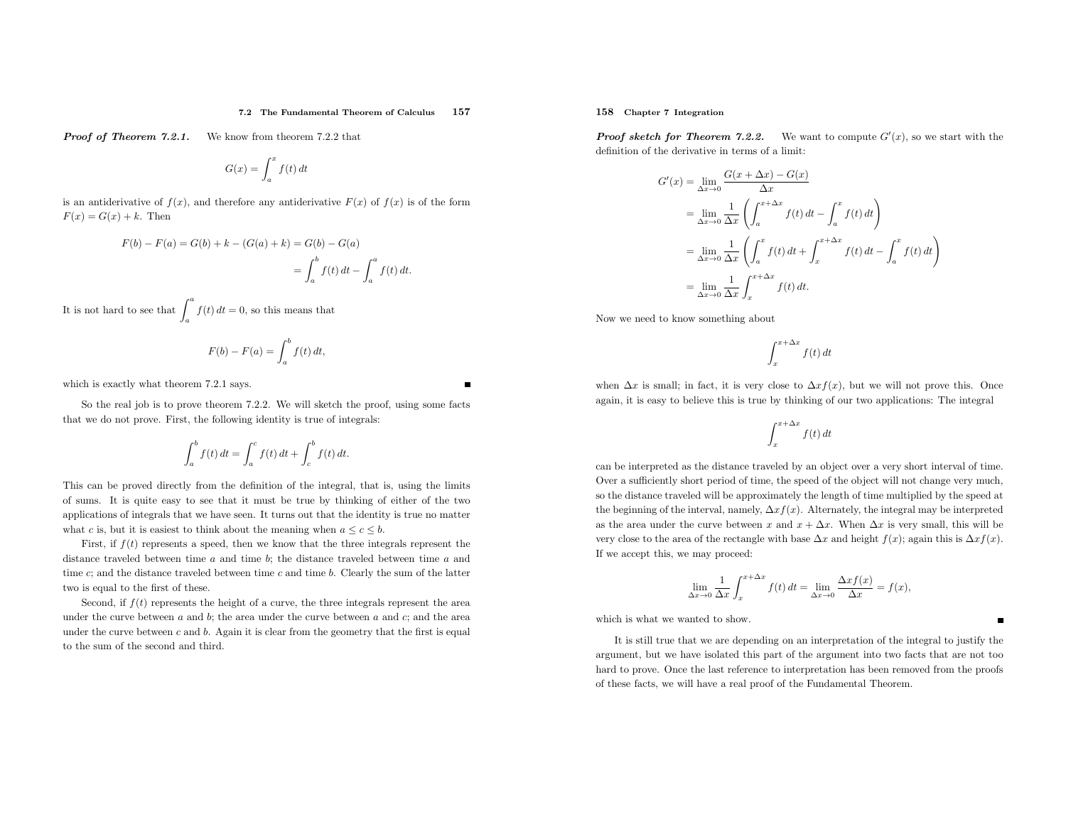***Proof of Theorem 7.2.1.*** We know from theorem 7.2.2 that

$$G(x) = \int_a^x f(t)\,dt$$

is an antiderivative of $f(x)$, and therefore any antiderivative $F(x)$ of $f(x)$ is of the form $F(x) = G(x) + k$. Then

$$\begin{aligned}
F(b) - F(a) = G(b) + k - (G(a) + k) &= G(b) - G(a) \\
&= \int_a^b f(t)\,dt - \int_a^a f(t)\,dt.
\end{aligned}$$

It is not hard to see that $\int_a^a f(t)\,dt = 0$, so this means that

$$F(b) - F(a) = \int_a^b f(t)\,dt,$$

which is exactly what theorem 7.2.1 says. ∎

So the real job is to prove theorem 7.2.2. We will sketch the proof, using some facts that we do not prove. First, the following identity is true of integrals:

$$\int_a^b f(t)\,dt = \int_a^c f(t)\,dt + \int_c^b f(t)\,dt.$$

This can be proved directly from the definition of the integral, that is, using the limits of sums. It is quite easy to see that it must be true by thinking of either of the two applications of integrals that we have seen. It turns out that the identity is true no matter what $c$ is, but it is easiest to think about the meaning when $a \le c \le b$.

First, if $f(t)$ represents a speed, then we know that the three integrals represent the distance traveled between time $a$ and time $b$; the distance traveled between time $a$ and time $c$; and the distance traveled between time $c$ and time $b$. Clearly the sum of the latter two is equal to the first of these.

Second, if $f(t)$ represents the height of a curve, the three integrals represent the area under the curve between $a$ and $b$; the area under the curve between $a$ and $c$; and the area under the curve between $c$ and $b$. Again it is clear from the geometry that the first is equal to the sum of the second and third.

***Proof sketch for Theorem 7.2.2.*** We want to compute $G'(x)$, so we start with the definition of the derivative in terms of a limit:

$$\begin{aligned}
G'(x) &= \lim_{\Delta x \to 0} \frac{G(x + \Delta x) - G(x)}{\Delta x} \\
&= \lim_{\Delta x \to 0} \frac{1}{\Delta x} \left( \int_a^{x+\Delta x} f(t)\,dt - \int_a^x f(t)\,dt \right) \\
&= \lim_{\Delta x \to 0} \frac{1}{\Delta x} \left( \int_a^x f(t)\,dt + \int_x^{x+\Delta x} f(t)\,dt - \int_a^x f(t)\,dt \right) \\
&= \lim_{\Delta x \to 0} \frac{1}{\Delta x} \int_x^{x+\Delta x} f(t)\,dt.
\end{aligned}$$

Now we need to know something about

$$\int_x^{x+\Delta x} f(t)\,dt$$

when $\Delta x$ is small; in fact, it is very close to $\Delta x f(x)$, but we will not prove this. Once again, it is easy to believe this is true by thinking of our two applications: The integral

$$\int_x^{x+\Delta x} f(t)\,dt$$

can be interpreted as the distance traveled by an object over a very short interval of time. Over a sufficiently short period of time, the speed of the object will not change very much, so the distance traveled will be approximately the length of time multiplied by the speed at the beginning of the interval, namely, $\Delta x f(x)$. Alternately, the integral may be interpreted as the area under the curve between $x$ and $x + \Delta x$. When $\Delta x$ is very small, this will be very close to the area of the rectangle with base $\Delta x$ and height $f(x)$; again this is $\Delta x f(x)$. If we accept this, we may proceed:

$$\lim_{\Delta x \to 0} \frac{1}{\Delta x} \int_x^{x+\Delta x} f(t)\,dt = \lim_{\Delta x \to 0} \frac{\Delta x f(x)}{\Delta x} = f(x),$$

which is what we wanted to show. ∎

It is still true that we are depending on an interpretation of the integral to justify the argument, but we have isolated this part of the argument into two facts that are not too hard to prove. Once the last reference to interpretation has been removed from the proofs of these facts, we will have a real proof of the Fundamental Theorem.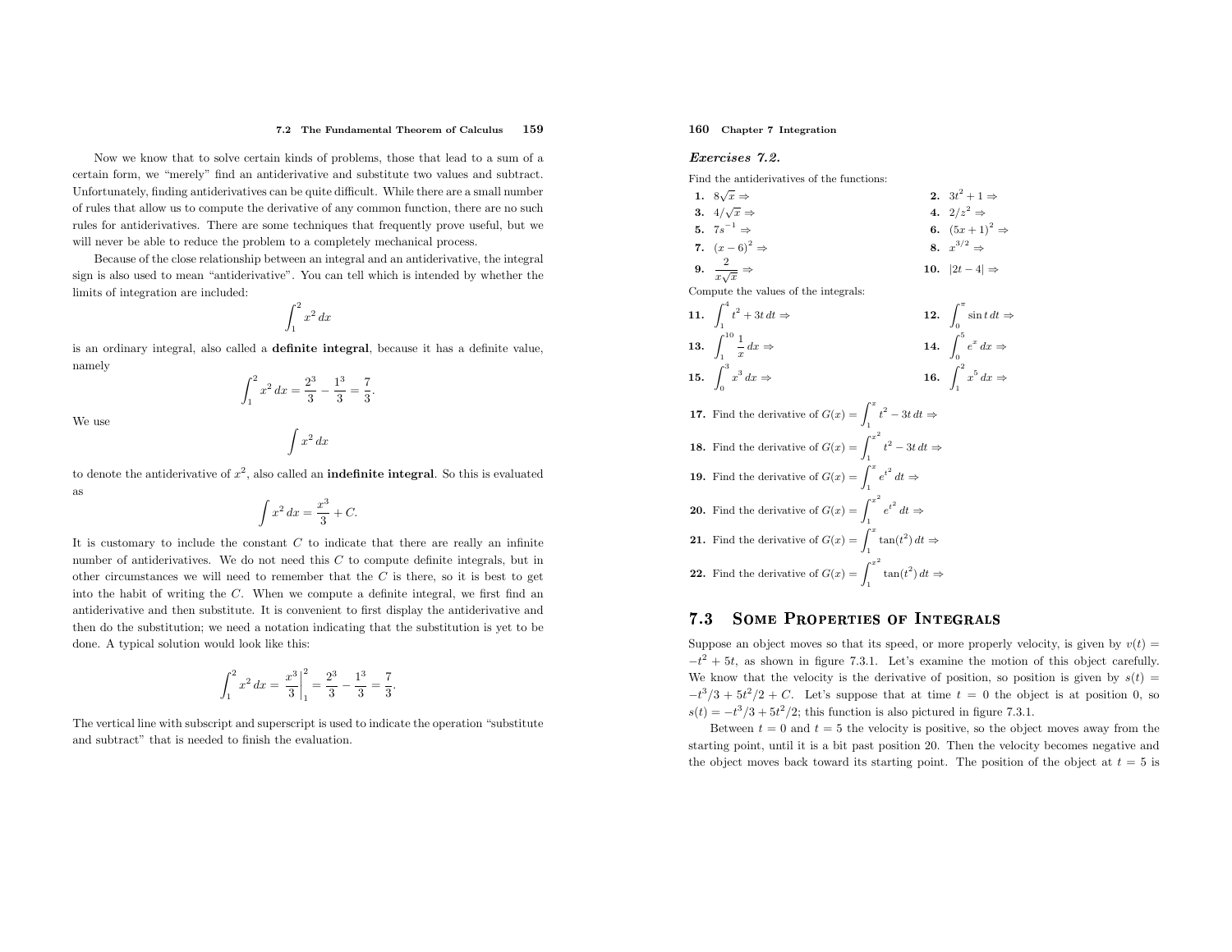Now we know that to solve certain kinds of problems, those that lead to a sum of a certain form, we "merely" find an antiderivative and substitute two values and subtract. Unfortunately, finding antiderivatives can be quite difficult. While there are a small number of rules that allow us to compute the derivative of any common function, there are no such rules for antiderivatives. There are some techniques that frequently prove useful, but we will never be able to reduce the problem to a completely mechanical process.

Because of the close relationship between an integral and an antiderivative, the integral sign is also used to mean "antiderivative". You can tell which is intended by whether the limits of integration are included:

$$\int_1^2 x^2\,dx$$

is an ordinary integral, also called a **definite integral**, because it has a definite value, namely

$$\int_1^2 x^2\,dx = \frac{2^3}{3} - \frac{1^3}{3} = \frac{7}{3}.$$

We use

$$\int x^2\,dx$$

to denote the antiderivative of $x^2$, also called an **indefinite integral**. So this is evaluated as

$$\int x^2\,dx = \frac{x^3}{3} + C.$$

It is customary to include the constant $C$ to indicate that there are really an infinite number of antiderivatives. We do not need this $C$ to compute definite integrals, but in other circumstances we will need to remember that the $C$ is there, so it is best to get into the habit of writing the $C$. When we compute a definite integral, we first find an antiderivative and then substitute. It is convenient to first display the antiderivative and then do the substitution; we need a notation indicating that the substitution is yet to be done. A typical solution would look like this:

$$\int_1^2 x^2\,dx = \left.\frac{x^3}{3}\right|_1^2 = \frac{2^3}{3} - \frac{1^3}{3} = \frac{7}{3}.$$

The vertical line with subscript and superscript is used to indicate the operation "substitute and subtract" that is needed to finish the evaluation.

### *Exercises 7.2.*

Find the antiderivatives of the functions:

**1.** $8\sqrt{x} \Rightarrow$

**2.** $3t^2 + 1 \Rightarrow$

**3.** $4/\sqrt{x} \Rightarrow$

**4.** $2/z^2 \Rightarrow$

**5.** $7s^{-1} \Rightarrow$

**6.** $(5x+1)^2 \Rightarrow$

**7.** $(x-6)^2 \Rightarrow$

**8.** $x^{3/2} \Rightarrow$

**9.** $\dfrac{2}{x\sqrt{x}} \Rightarrow$

**10.** $|2t-4| \Rightarrow$

Compute the values of the integrals:

**11.** $\displaystyle\int_1^4 t^2 + 3t\,dt \Rightarrow$

**12.** $\displaystyle\int_0^\pi \sin t\,dt \Rightarrow$

**13.** $\displaystyle\int_1^{10} \frac{1}{x}\,dx \Rightarrow$

**14.** $\displaystyle\int_0^5 e^x\,dx \Rightarrow$

**15.** $\displaystyle\int_0^3 x^3\,dx \Rightarrow$

**16.** $\displaystyle\int_1^2 x^5\,dx \Rightarrow$

**17.** Find the derivative of $G(x) = \displaystyle\int_1^x t^2 - 3t\,dt \Rightarrow$

**18.** Find the derivative of $G(x) = \displaystyle\int_1^{x^2} t^2 - 3t\,dt \Rightarrow$

**19.** Find the derivative of $G(x) = \displaystyle\int_1^x e^{t^2}\,dt \Rightarrow$

**20.** Find the derivative of $G(x) = \displaystyle\int_1^{x^2} e^{t^2}\,dt \Rightarrow$

**21.** Find the derivative of $G(x) = \displaystyle\int_1^x \tan(t^2)\,dt \Rightarrow$

**22.** Find the derivative of $G(x) = \displaystyle\int_1^{x^2} \tan(t^2)\,dt \Rightarrow$

## 7.3 Some Properties of Integrals

Suppose an object moves so that its speed, or more properly velocity, is given by $v(t) = -t^2 + 5t$, as shown in figure 7.3.1. Let's examine the motion of this object carefully. We know that the velocity is the derivative of position, so position is given by $s(t) = -t^3/3 + 5t^2/2 + C$. Let's suppose that at time $t = 0$ the object is at position 0, so $s(t) = -t^3/3 + 5t^2/2$; this function is also pictured in figure 7.3.1.

Between $t = 0$ and $t = 5$ the velocity is positive, so the object moves away from the starting point, until it is a bit past position 20. Then the velocity becomes negative and the object moves back toward its starting point. The position of the object at $t = 5$ is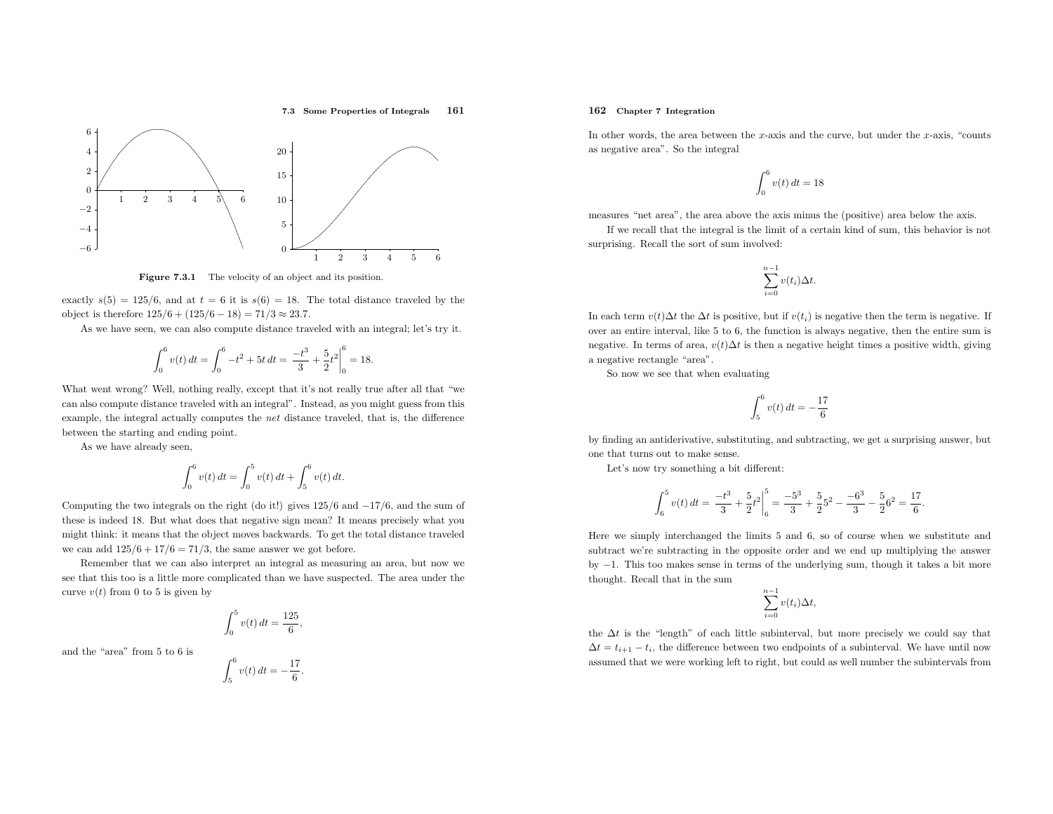Figure 7.3.1 The velocity of an object and its position.

exactly $s(5) = 125/6$, and at $t = 6$ it is $s(6) = 18$. The total distance traveled by the object is therefore $125/6 + (125/6 - 18) = 71/3 \approx 23.7$.

As we have seen, we can also compute distance traveled with an integral; let's try it.

$$\int_0^6 v(t)\,dt = \int_0^6 -t^2 + 5t\,dt = \left.\frac{-t^3}{3} + \frac{5}{2}t^2\right|_0^6 = 18.$$

What went wrong? Well, nothing really, except that it's not really true after all that "we can also compute distance traveled with an integral". Instead, as you might guess from this example, the integral actually computes the *net* distance traveled, that is, the difference between the starting and ending point.

As we have already seen,

$$\int_0^6 v(t)\,dt = \int_0^5 v(t)\,dt + \int_5^6 v(t)\,dt.$$

Computing the two integrals on the right (do it!) gives $125/6$ and $-17/6$, and the sum of these is indeed 18. But what does that negative sign mean? It means precisely what you might think: it means that the object moves backwards. To get the total distance traveled we can add $125/6 + 17/6 = 71/3$, the same answer we got before.

Remember that we can also interpret an integral as measuring an area, but now we see that this too is a little more complicated than we have suspected. The area under the curve $v(t)$ from 0 to 5 is given by

$$\int_0^5 v(t)\,dt = \frac{125}{6},$$

and the "area" from 5 to 6 is

$$\int_5^6 v(t)\,dt = -\frac{17}{6}.$$

In other words, the area between the $x$-axis and the curve, but under the $x$-axis, "counts as negative area". So the integral

$$\int_0^6 v(t)\,dt = 18$$

measures "net area", the area above the axis minus the (positive) area below the axis.

If we recall that the integral is the limit of a certain kind of sum, this behavior is not surprising. Recall the sort of sum involved:

$$\sum_{i=0}^{n-1} v(t_i)\Delta t.$$

In each term $v(t)\Delta t$ the $\Delta t$ is positive, but if $v(t_i)$ is negative then the term is negative. If over an entire interval, like 5 to 6, the function is always negative, then the entire sum is negative. In terms of area, $v(t)\Delta t$ is then a negative height times a positive width, giving a negative rectangle "area".

So now we see that when evaluating

$$\int_5^6 v(t)\,dt = -\frac{17}{6}$$

by finding an antiderivative, substituting, and subtracting, we get a surprising answer, but one that turns out to make sense.

Let's now try something a bit different:

$$\int_6^5 v(t)\,dt = \left.\frac{-t^3}{3} + \frac{5}{2}t^2\right|_6^5 = \frac{-5^3}{3} + \frac{5}{2}5^2 - \frac{-6^3}{3} - \frac{5}{2}6^2 = \frac{17}{6}.$$

Here we simply interchanged the limits 5 and 6, so of course when we substitute and subtract we're subtracting in the opposite order and we end up multiplying the answer by $-1$. This too makes sense in terms of the underlying sum, though it takes a bit more thought. Recall that in the sum

$$\sum_{i=0}^{n-1} v(t_i)\Delta t,$$

the $\Delta t$ is the "length" of each little subinterval, but more precisely we could say that $\Delta t = t_{i+1} - t_i$, the difference between two endpoints of a subinterval. We have until now assumed that we were working left to right, but could as well number the subintervals from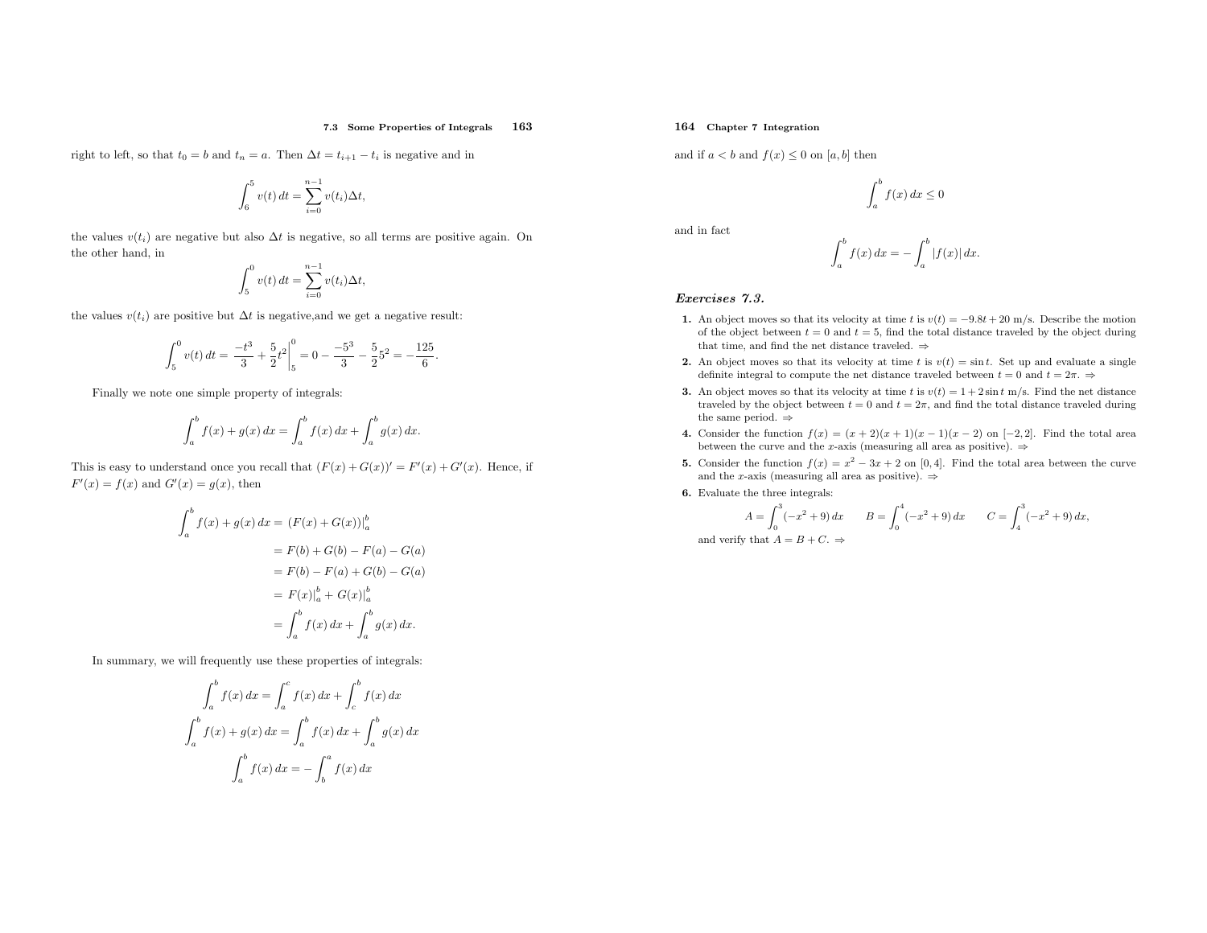right to left, so that $t_0 = b$ and $t_n = a$. Then $\Delta t = t_{i+1} - t_i$ is negative and in

$$\int_6^5 v(t)\,dt = \sum_{i=0}^{n-1} v(t_i)\Delta t,$$

the values $v(t_i)$ are negative but also $\Delta t$ is negative, so all terms are positive again. On the other hand, in

$$\int_5^0 v(t)\,dt = \sum_{i=0}^{n-1} v(t_i)\Delta t,$$

the values $v(t_i)$ are positive but $\Delta t$ is negative,and we get a negative result:

$$\int_5^0 v(t)\,dt = \left.\frac{-t^3}{3} + \frac{5}{2}t^2\right|_5^0 = 0 - \frac{-5^3}{3} - \frac{5}{2}5^2 = -\frac{125}{6}.$$

Finally we note one simple property of integrals:

$$\int_a^b f(x) + g(x)\,dx = \int_a^b f(x)\,dx + \int_a^b g(x)\,dx.$$

This is easy to understand once you recall that $(F(x) + G(x))' = F'(x) + G'(x)$. Hence, if $F'(x) = f(x)$ and $G'(x) = g(x)$, then

$$\begin{aligned}
\int_a^b f(x) + g(x)\,dx &= \left.(F(x) + G(x))\right|_a^b \\
&= F(b) + G(b) - F(a) - G(a) \\
&= F(b) - F(a) + G(b) - G(a) \\
&= \left.F(x)\right|_a^b + \left.G(x)\right|_a^b \\
&= \int_a^b f(x)\,dx + \int_a^b g(x)\,dx.
\end{aligned}$$

In summary, we will frequently use these properties of integrals:

$$\int_a^b f(x)\,dx = \int_a^c f(x)\,dx + \int_c^b f(x)\,dx$$

$$\int_a^b f(x) + g(x)\,dx = \int_a^b f(x)\,dx + \int_a^b g(x)\,dx$$

$$\int_a^b f(x)\,dx = -\int_b^a f(x)\,dx$$

and if $a < b$ and $f(x) \le 0$ on $[a, b]$ then

$$\int_a^b f(x)\,dx \le 0$$

and in fact

$$\int_a^b f(x)\,dx = -\int_a^b |f(x)|\,dx.$$

## *Exercises 7.3.*

**1.** An object moves so that its velocity at time $t$ is $v(t) = -9.8t + 20$ m/s. Describe the motion of the object between $t = 0$ and $t = 5$, find the total distance traveled by the object during that time, and find the net distance traveled. ⇒

**2.** An object moves so that its velocity at time $t$ is $v(t) = \sin t$. Set up and evaluate a single definite integral to compute the net distance traveled between $t = 0$ and $t = 2\pi$. ⇒

**3.** An object moves so that its velocity at time $t$ is $v(t) = 1 + 2\sin t$ m/s. Find the net distance traveled by the object between $t = 0$ and $t = 2\pi$, and find the total distance traveled during the same period. ⇒

**4.** Consider the function $f(x) = (x + 2)(x + 1)(x - 1)(x - 2)$ on $[-2, 2]$. Find the total area between the curve and the $x$-axis (measuring all area as positive). ⇒

**5.** Consider the function $f(x) = x^2 - 3x + 2$ on $[0, 4]$. Find the total area between the curve and the $x$-axis (measuring all area as positive). ⇒

**6.** Evaluate the three integrals:

$$A = \int_0^3 (-x^2 + 9)\,dx \qquad B = \int_0^4 (-x^2 + 9)\,dx \qquad C = \int_4^3 (-x^2 + 9)\,dx,$$

and verify that $A = B + C$. ⇒